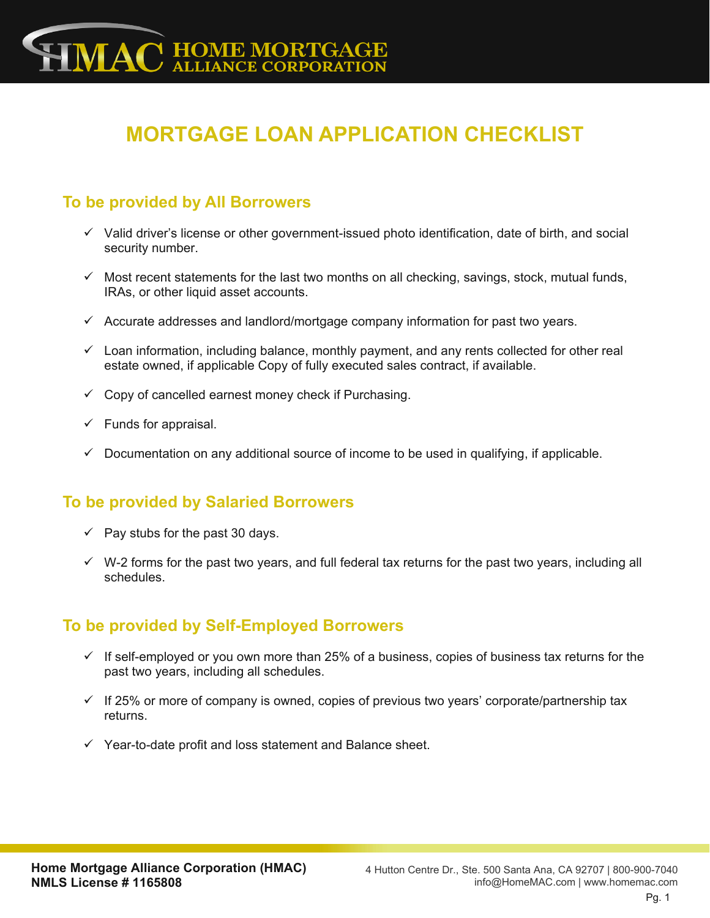# HMAC HOME MORTGAGE ALLIANCE CORPORATION

## MORTGAGE LOAN APPLICATION CHECKLIST

### To be provided by All Borrowers

- ✓ Valid driver's license or other government-issued photo identification, date of birth, and social security number.
- ✓ Most recent statements for the last two months on all checking, savings, stock, mutual funds, IRAs, or other liquid asset accounts.
- ✓ Accurate addresses and landlord/mortgage company information for past two years.
- ✓ Loan information, including balance, monthly payment, and any rents collected for other real estate owned, if applicable Copy of fully executed sales contract, if available.
- ✓ Copy of cancelled earnest money check if Purchasing.
- ✓ Funds for appraisal.
- ✓ Documentation on any additional source of income to be used in qualifying, if applicable.

### To be provided by Salaried Borrowers

- ✓ Pay stubs for the past 30 days.
- ✓ W-2 forms for the past two years, and full federal tax returns for the past two years, including all schedules.

### To be provided by Self-Employed Borrowers

- ✓ If self-employed or you own more than 25% of a business, copies of business tax returns for the past two years, including all schedules.
- ✓ If 25% or more of company is owned, copies of previous two years' corporate/partnership tax returns.
- ✓ Year-to-date profit and loss statement and Balance sheet.

**Home Mortgage Alliance Corporation (HMAC)**
**NMLS License # 1165808**

4 Hutton Centre Dr., Ste. 500 Santa Ana, CA 92707 | 800-900-7040
info@HomeMAC.com | www.homemac.com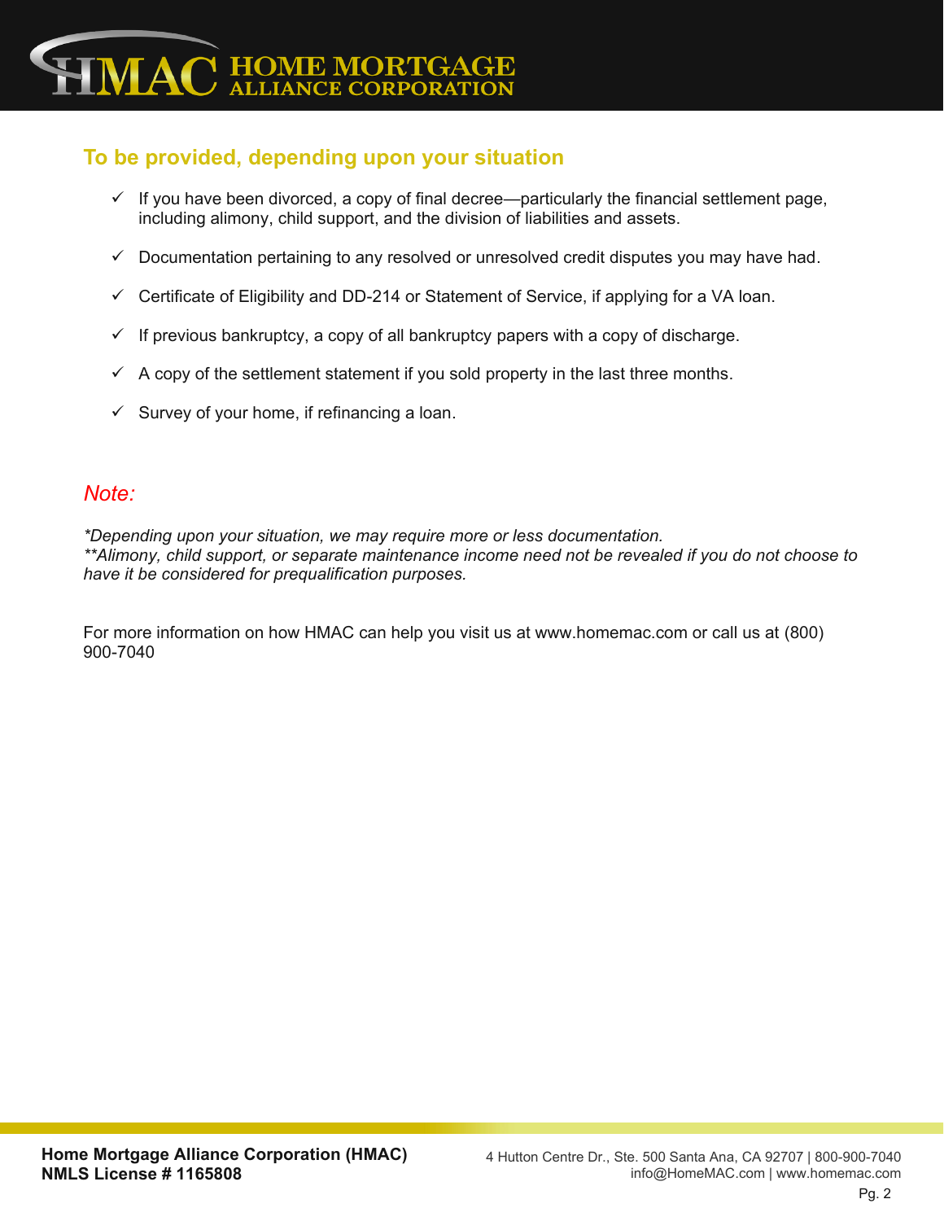## To be provided, depending upon your situation

- ✓ If you have been divorced, a copy of final decree—particularly the financial settlement page, including alimony, child support, and the division of liabilities and assets.
- ✓ Documentation pertaining to any resolved or unresolved credit disputes you may have had.
- ✓ Certificate of Eligibility and DD-214 or Statement of Service, if applying for a VA loan.
- ✓ If previous bankruptcy, a copy of all bankruptcy papers with a copy of discharge.
- ✓ A copy of the settlement statement if you sold property in the last three months.
- ✓ Survey of your home, if refinancing a loan.

### *Note:*

*\*Depending upon your situation, we may require more or less documentation.*
*\*\*Alimony, child support, or separate maintenance income need not be revealed if you do not choose to have it be considered for prequalification purposes.*

For more information on how HMAC can help you visit us at www.homemac.com or call us at (800) 900-7040